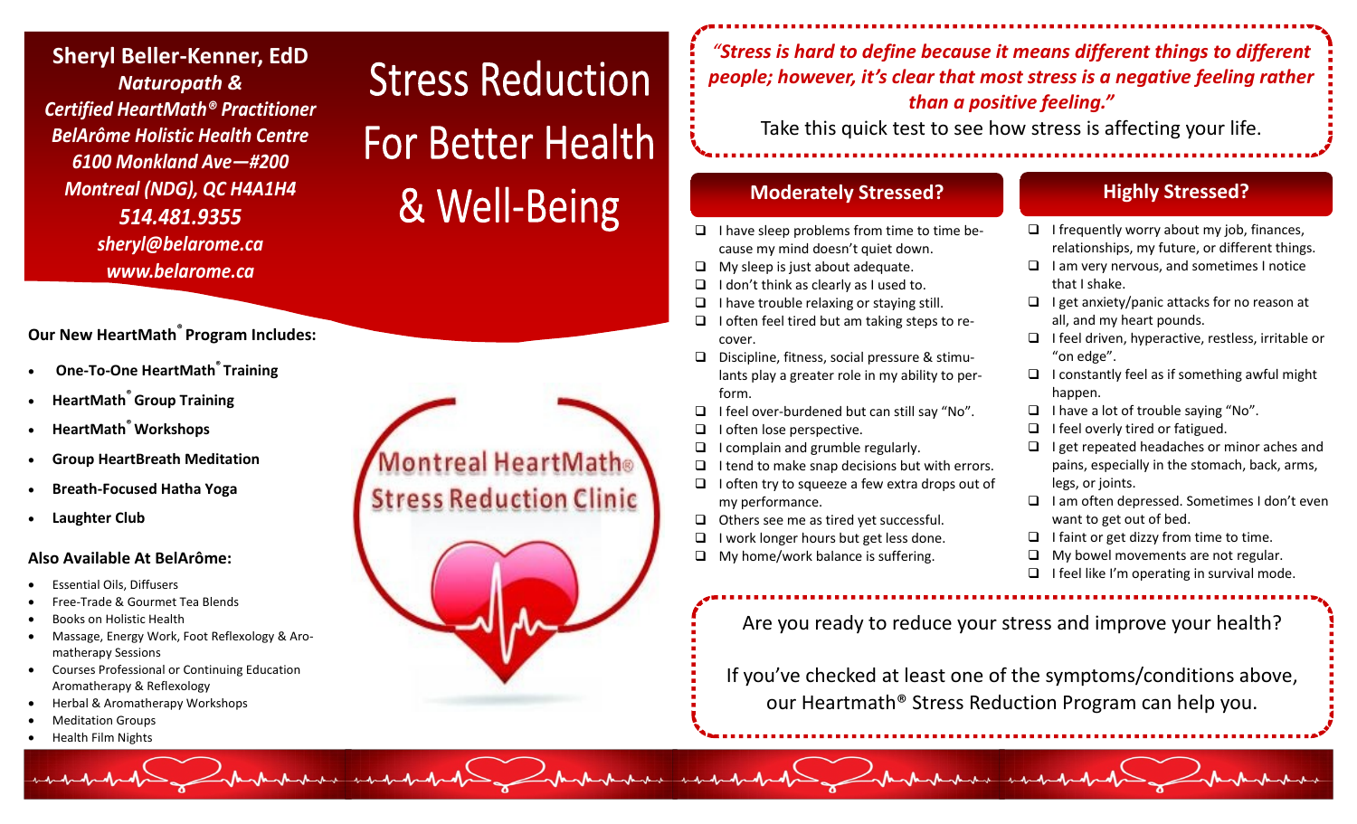**Sheryl Beller-Kenner, EdD**
***Naturopath &***
***Certified HeartMath® Practitioner***
***BelArôme Holistic Health Centre***
***6100 Monkland Ave—#200***
***Montreal (NDG), QC H4A1H4***
***514.481.9355***
***sheryl@belarome.ca***
***www.belarome.ca***

**Our New HeartMath® Program Includes:**

- **One-To-One HeartMath® Training**
- **HeartMath® Group Training**
- **HeartMath® Workshops**
- **Group HeartBreath Meditation**
- **Breath-Focused Hatha Yoga**
- **Laughter Club**

**Also Available At BelArôme:**

- Essential Oils, Diffusers
- Free-Trade & Gourmet Tea Blends
- Books on Holistic Health
- Massage, Energy Work, Foot Reflexology & Aromatherapy Sessions
- Courses Professional or Continuing Education Aromatherapy & Reflexology
- Herbal & Aromatherapy Workshops
- Meditation Groups
- Health Film Nights

# Stress Reduction For Better Health & Well-Being

Montreal HeartMath® Stress Reduction Clinic

***"Stress is hard to define because it means different things to different people; however, it's clear that most stress is a negative feeling rather than a positive feeling."***

Take this quick test to see how stress is affecting your life.

## Moderately Stressed?

- ☐ I have sleep problems from time to time because my mind doesn't quiet down.
- ☐ My sleep is just about adequate.
- ☐ I don't think as clearly as I used to.
- ☐ I have trouble relaxing or staying still.
- ☐ I often feel tired but am taking steps to recover.
- ☐ Discipline, fitness, social pressure & stimulants play a greater role in my ability to perform.
- ☐ I feel over-burdened but can still say "No".
- ☐ I often lose perspective.
- ☐ I complain and grumble regularly.
- ☐ I tend to make snap decisions but with errors.
- ☐ I often try to squeeze a few extra drops out of my performance.
- ☐ Others see me as tired yet successful.
- ☐ I work longer hours but get less done.
- ☐ My home/work balance is suffering.

## Highly Stressed?

- ☐ I frequently worry about my job, finances, relationships, my future, or different things.
- ☐ I am very nervous, and sometimes I notice that I shake.
- ☐ I get anxiety/panic attacks for no reason at all, and my heart pounds.
- ☐ I feel driven, hyperactive, restless, irritable or "on edge".
- ☐ I constantly feel as if something awful might happen.
- ☐ I have a lot of trouble saying "No".
- ☐ I feel overly tired or fatigued.
- ☐ I get repeated headaches or minor aches and pains, especially in the stomach, back, arms, legs, or joints.
- ☐ I am often depressed. Sometimes I don't even want to get out of bed.
- ☐ I faint or get dizzy from time to time.
- ☐ My bowel movements are not regular.
- ☐ I feel like I'm operating in survival mode.

Are you ready to reduce your stress and improve your health?

If you've checked at least one of the symptoms/conditions above, our Heartmath® Stress Reduction Program can help you.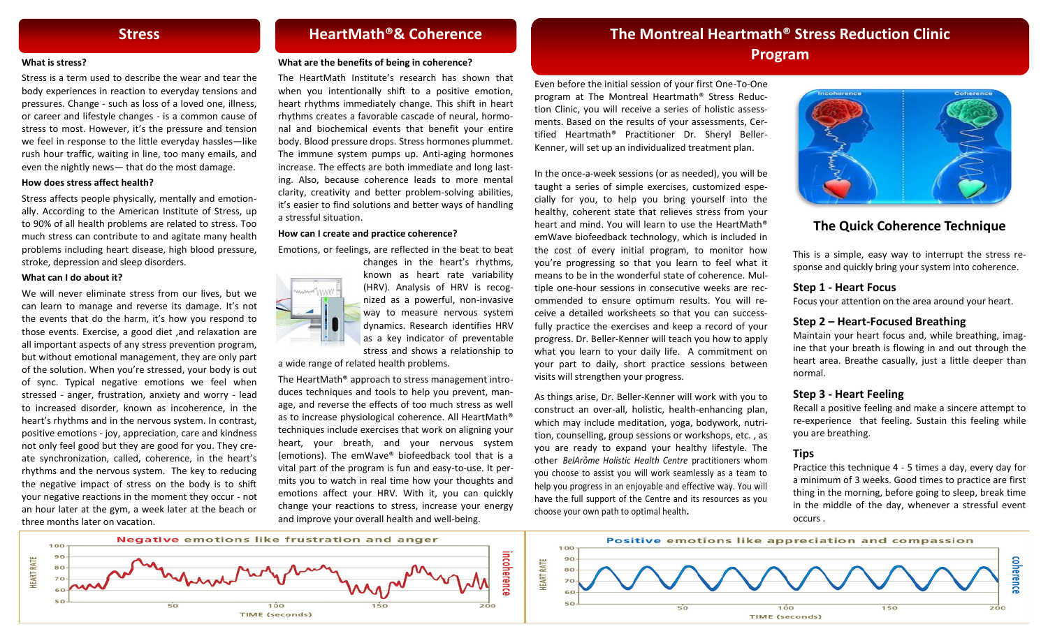## Stress

**What is stress?**

Stress is a term used to describe the wear and tear the body experiences in reaction to everyday tensions and pressures. Change - such as loss of a loved one, illness, or career and lifestyle changes - is a common cause of stress to most. However, it's the pressure and tension we feel in response to the little everyday hassles—like rush hour traffic, waiting in line, too many emails, and even the nightly news— that do the most damage.

**How does stress affect health?**

Stress affects people physically, mentally and emotionally. According to the American Institute of Stress, up to 90% of all health problems are related to stress. Too much stress can contribute to and aggravate many health problems including heart disease, high blood pressure, stroke, depression and sleep disorders.

**What can I do about it?**

We will never eliminate stress from our lives, but we can learn to manage and reverse its damage. It's not the events that do the harm, it's how you respond to those events. Exercise, a good diet ,and relaxation are all important aspects of any stress prevention program, but without emotional management, they are only part of the solution. When you're stressed, your body is out of sync. Typical negative emotions we feel when stressed - anger, frustration, anxiety and worry - lead to increased disorder, known as incoherence, in the heart's rhythms and in the nervous system. In contrast, positive emotions - joy, appreciation, care and kindness not only feel good but they are good for you. They create synchronization, called, coherence, in the heart's rhythms and the nervous system. The key to reducing the negative impact of stress on the body is to shift your negative reactions in the moment they occur - not an hour later at the gym, a week later at the beach or three months later on vacation.

## HeartMath®& Coherence

**What are the benefits of being in coherence?**

The HeartMath Institute's research has shown that when you intentionally shift to a positive emotion, heart rhythms immediately change. This shift in heart rhythms creates a favorable cascade of neural, hormonal and biochemical events that benefit your entire body. Blood pressure drops. Stress hormones plummet. The immune system pumps up. Anti-aging hormones increase. The effects are both immediate and long lasting. Also, because coherence leads to more mental clarity, creativity and better problem-solving abilities, it's easier to find solutions and better ways of handling a stressful situation.

**How can I create and practice coherence?**

Emotions, or feelings, are reflected in the beat to beat changes in the heart's rhythms, known as heart rate variability (HRV). Analysis of HRV is recognized as a powerful, non-invasive way to measure nervous system dynamics. Research identifies HRV as a key indicator of preventable stress and shows a relationship to a wide range of related health problems.

The HeartMath® approach to stress management introduces techniques and tools to help you prevent, manage, and reverse the effects of too much stress as well as to increase physiological coherence. All HeartMath® techniques include exercises that work on aligning your heart, your breath, and your nervous system (emotions). The emWave® biofeedback tool that is a vital part of the program is fun and easy-to-use. It permits you to watch in real time how your thoughts and emotions affect your HRV. With it, you can quickly change your reactions to stress, increase your energy and improve your overall health and well-being.

## The Montreal Heartmath® Stress Reduction Clinic Program

Even before the initial session of your first One-To-One program at The Montreal Heartmath® Stress Reduction Clinic, you will receive a series of holistic assessments. Based on the results of your assessments, Certified Heartmath® Practitioner Dr. Sheryl Beller-Kenner, will set up an individualized treatment plan.

In the once-a-week sessions (or as needed), you will be taught a series of simple exercises, customized especially for you, to help you bring yourself into the healthy, coherent state that relieves stress from your heart and mind. You will learn to use the HeartMath® emWave biofeedback technology, which is included in the cost of every initial program, to monitor how you're progressing so that you learn to feel what it means to be in the wonderful state of coherence. Multiple one-hour sessions in consecutive weeks are recommended to ensure optimum results. You will receive a detailed worksheets so that you can successfully practice the exercises and keep a record of your progress. Dr. Beller-Kenner will teach you how to apply what you learn to your daily life. A commitment on your part to daily, short practice sessions between visits will strengthen your progress.

As things arise, Dr. Beller-Kenner will work with you to construct an over-all, holistic, health-enhancing plan, which may include meditation, yoga, bodywork, nutrition, counselling, group sessions or workshops, etc. , as you are ready to expand your healthy lifestyle. The other *BelArôme Holistic Health Centre* practitioners whom you choose to assist you will work seamlessly as a team to help you progress in an enjoyable and effective way. You will have the full support of the Centre and its resources as you choose your own path to optimal health**.**

Incoherence
Coherence

### The Quick Coherence Technique

This is a simple, easy way to interrupt the stress response and quickly bring your system into coherence.

**Step 1 - Heart Focus**

Focus your attention on the area around your heart.

**Step 2 – Heart-Focused Breathing**

Maintain your heart focus and, while breathing, imagine that your breath is flowing in and out through the heart area. Breathe casually, just a little deeper than normal.

**Step 3 - Heart Feeling**

Recall a positive feeling and make a sincere attempt to re-experience that feeling. Sustain this feeling while you are breathing.

**Tips**

Practice this technique 4 - 5 times a day, every day for a minimum of 3 weeks. Good times to practice are first thing in the morning, before going to sleep, break time in the middle of the day, whenever a stressful event occurs .

Negative emotions like frustration and anger
HEART RATE
100
90
80
70
60
50
50
100
150
200
TIME (seconds)
incoherence

Positive emotions like appreciation and compassion
HEART RATE
100
90
80
70
60
50
50
100
150
200
TIME (seconds)
coherence